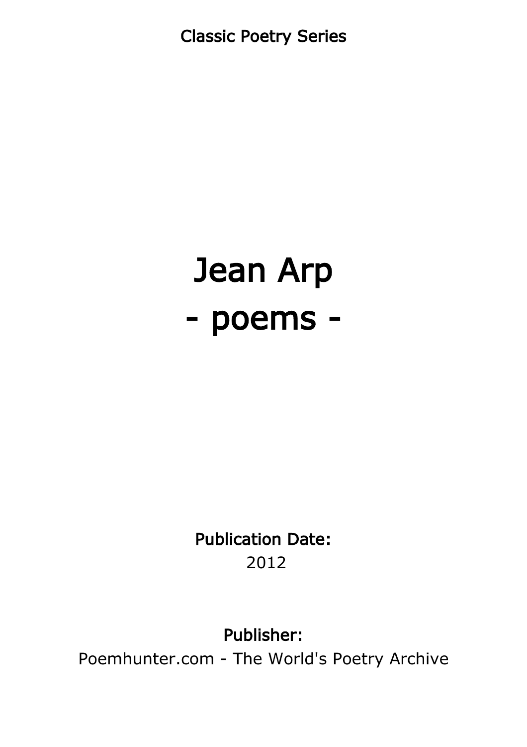Classic Poetry Series

# Jean Arp
# - poems -

**Publication Date:**

2012

**Publisher:**

Poemhunter.com - The World's Poetry Archive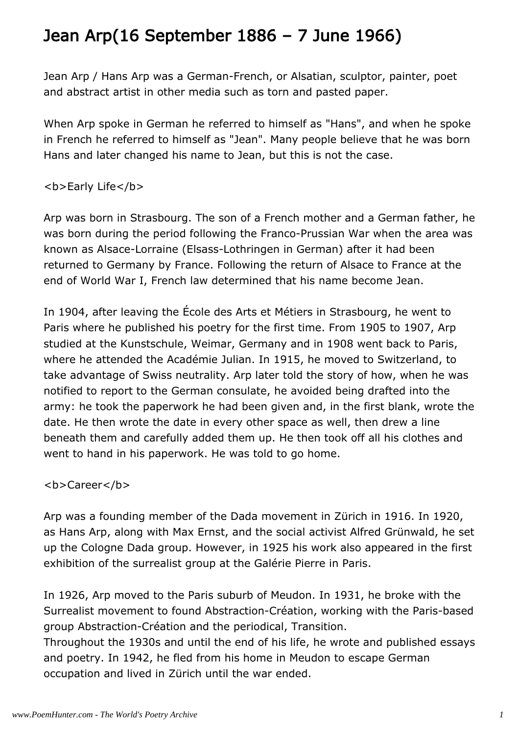# Jean Arp(16 September 1886 – 7 June 1966)

Jean Arp / Hans Arp was a German-French, or Alsatian, sculptor, painter, poet and abstract artist in other media such as torn and pasted paper.

When Arp spoke in German he referred to himself as "Hans", and when he spoke in French he referred to himself as "Jean". Many people believe that he was born Hans and later changed his name to Jean, but this is not the case.

**Early Life**

Arp was born in Strasbourg. The son of a French mother and a German father, he was born during the period following the Franco-Prussian War when the area was known as Alsace-Lorraine (Elsass-Lothringen in German) after it had been returned to Germany by France. Following the return of Alsace to France at the end of World War I, French law determined that his name become Jean.

In 1904, after leaving the École des Arts et Métiers in Strasbourg, he went to Paris where he published his poetry for the first time. From 1905 to 1907, Arp studied at the Kunstschule, Weimar, Germany and in 1908 went back to Paris, where he attended the Académie Julian. In 1915, he moved to Switzerland, to take advantage of Swiss neutrality. Arp later told the story of how, when he was notified to report to the German consulate, he avoided being drafted into the army: he took the paperwork he had been given and, in the first blank, wrote the date. He then wrote the date in every other space as well, then drew a line beneath them and carefully added them up. He then took off all his clothes and went to hand in his paperwork. He was told to go home.

**Career**

Arp was a founding member of the Dada movement in Zürich in 1916. In 1920, as Hans Arp, along with Max Ernst, and the social activist Alfred Grünwald, he set up the Cologne Dada group. However, in 1925 his work also appeared in the first exhibition of the surrealist group at the Galérie Pierre in Paris.

In 1926, Arp moved to the Paris suburb of Meudon. In 1931, he broke with the Surrealist movement to found Abstraction-Création, working with the Paris-based group Abstraction-Création and the periodical, Transition.
Throughout the 1930s and until the end of his life, he wrote and published essays and poetry. In 1942, he fled from his home in Meudon to escape German occupation and lived in Zürich until the war ended.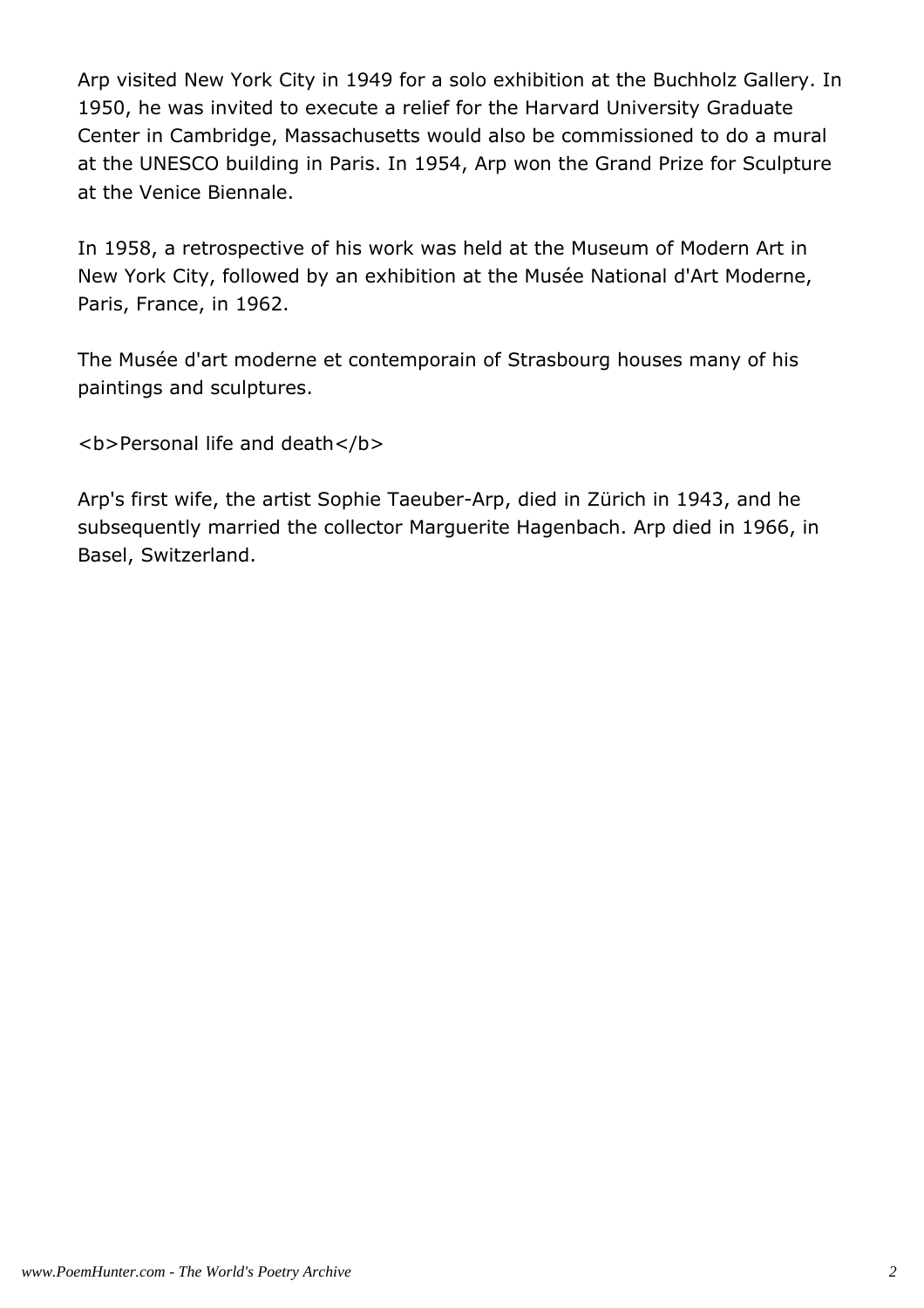Arp visited New York City in 1949 for a solo exhibition at the Buchholz Gallery. In 1950, he was invited to execute a relief for the Harvard University Graduate Center in Cambridge, Massachusetts would also be commissioned to do a mural at the UNESCO building in Paris. In 1954, Arp won the Grand Prize for Sculpture at the Venice Biennale.

In 1958, a retrospective of his work was held at the Museum of Modern Art in New York City, followed by an exhibition at the Musée National d'Art Moderne, Paris, France, in 1962.

The Musée d'art moderne et contemporain of Strasbourg houses many of his paintings and sculptures.

<b>Personal life and death</b>

Arp's first wife, the artist Sophie Taeuber-Arp, died in Zürich in 1943, and he subsequently married the collector Marguerite Hagenbach. Arp died in 1966, in Basel, Switzerland.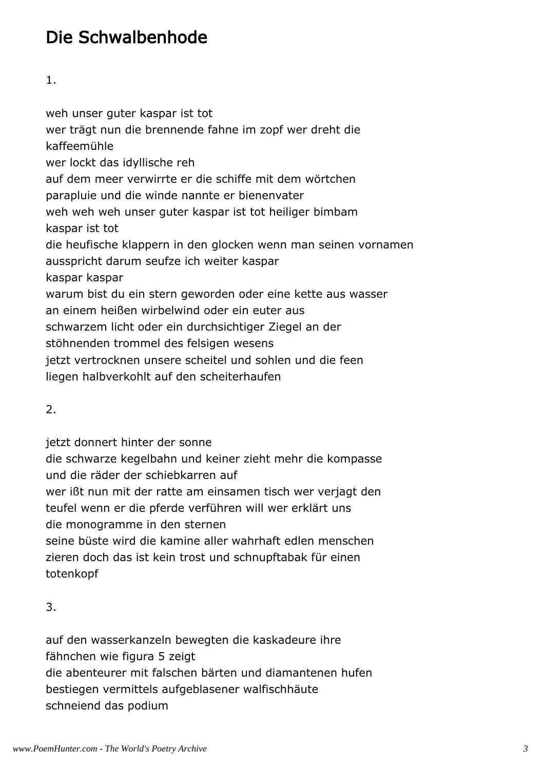# Die Schwalbenhode

1.

weh unser guter kaspar ist tot
wer trägt nun die brennende fahne im zopf wer dreht die
kaffeemühle
wer lockt das idyllische reh
auf dem meer verwirrte er die schiffe mit dem wörtchen
parapluie und die winde nannte er bienenvater
weh weh weh unser guter kaspar ist tot heiliger bimbam
kaspar ist tot
die heufische klappern in den glocken wenn man seinen vornamen
ausspricht darum seufze ich weiter kaspar
kaspar kaspar
warum bist du ein stern geworden oder eine kette aus wasser
an einem heißen wirbelwind oder ein euter aus
schwarzem licht oder ein durchsichtiger Ziegel an der
stöhnenden trommel des felsigen wesens
jetzt vertrocknen unsere scheitel und sohlen und die feen
liegen halbverkohlt auf den scheiterhaufen

2.

jetzt donnert hinter der sonne
die schwarze kegelbahn und keiner zieht mehr die kompasse
und die räder der schiebkarren auf
wer ißt nun mit der ratte am einsamen tisch wer verjagt den
teufel wenn er die pferde verführen will wer erklärt uns
die monogramme in den sternen
seine büste wird die kamine aller wahrhaft edlen menschen
zieren doch das ist kein trost und schnupftabak für einen
totenkopf

3.

auf den wasserkanzeln bewegten die kaskadeure ihre
fähnchen wie figura 5 zeigt
die abenteurer mit falschen bärten und diamantenen hufen
bestiegen vermittels aufgeblasener walfischhäute
schneiend das podium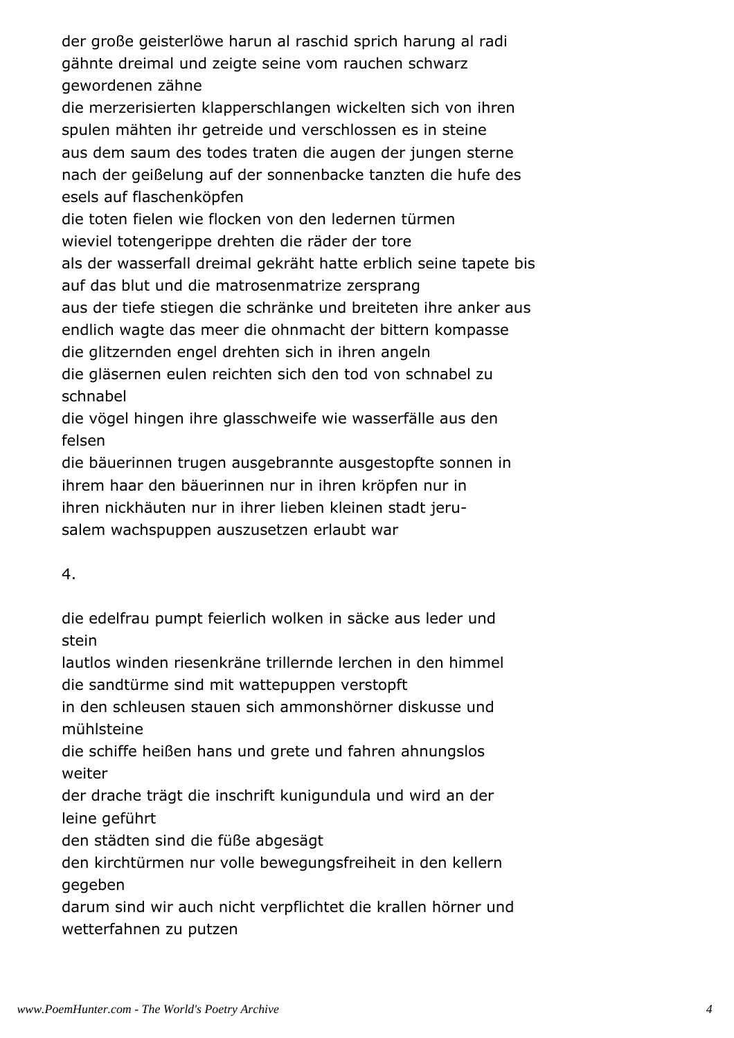der große geisterlöwe harun al raschid sprich harung al radi gähnte dreimal und zeigte seine vom rauchen schwarz gewordenen zähne
die merzerisierten klapperschlangen wickelten sich von ihren spulen mähten ihr getreide und verschlossen es in steine
aus dem saum des todes traten die augen der jungen sterne
nach der geißelung auf der sonnenbacke tanzten die hufe des esels auf flaschenköpfen
die toten fielen wie flocken von den ledernen türmen
wieviel totengerippe drehten die räder der tore
als der wasserfall dreimal gekräht hatte erblich seine tapete bis auf das blut und die matrosenmatrize zersprang
aus der tiefe stiegen die schränke und breiteten ihre anker aus
endlich wagte das meer die ohnmacht der bittern kompasse
die glitzernden engel drehten sich in ihren angeln
die gläsernen eulen reichten sich den tod von schnabel zu schnabel
die vögel hingen ihre glasschweife wie wasserfälle aus den felsen
die bäuerinnen trugen ausgebrannte ausgestopfte sonnen in ihrem haar den bäuerinnen nur in ihren kröpfen nur in ihren nickhäuten nur in ihrer lieben kleinen stadt jerusalem wachspuppen auszusetzen erlaubt war

4.

die edelfrau pumpt feierlich wolken in säcke aus leder und stein
lautlos winden riesenkräne trillernde lerchen in den himmel
die sandtürme sind mit wattepuppen verstopft
in den schleusen stauen sich ammonshörner diskusse und mühlsteine
die schiffe heißen hans und grete und fahren ahnungslos weiter
der drache trägt die inschrift kunigundula und wird an der leine geführt
den städten sind die füße abgesägt
den kirchtürmen nur volle bewegungsfreiheit in den kellern gegeben
darum sind wir auch nicht verpflichtet die krallen hörner und wetterfahnen zu putzen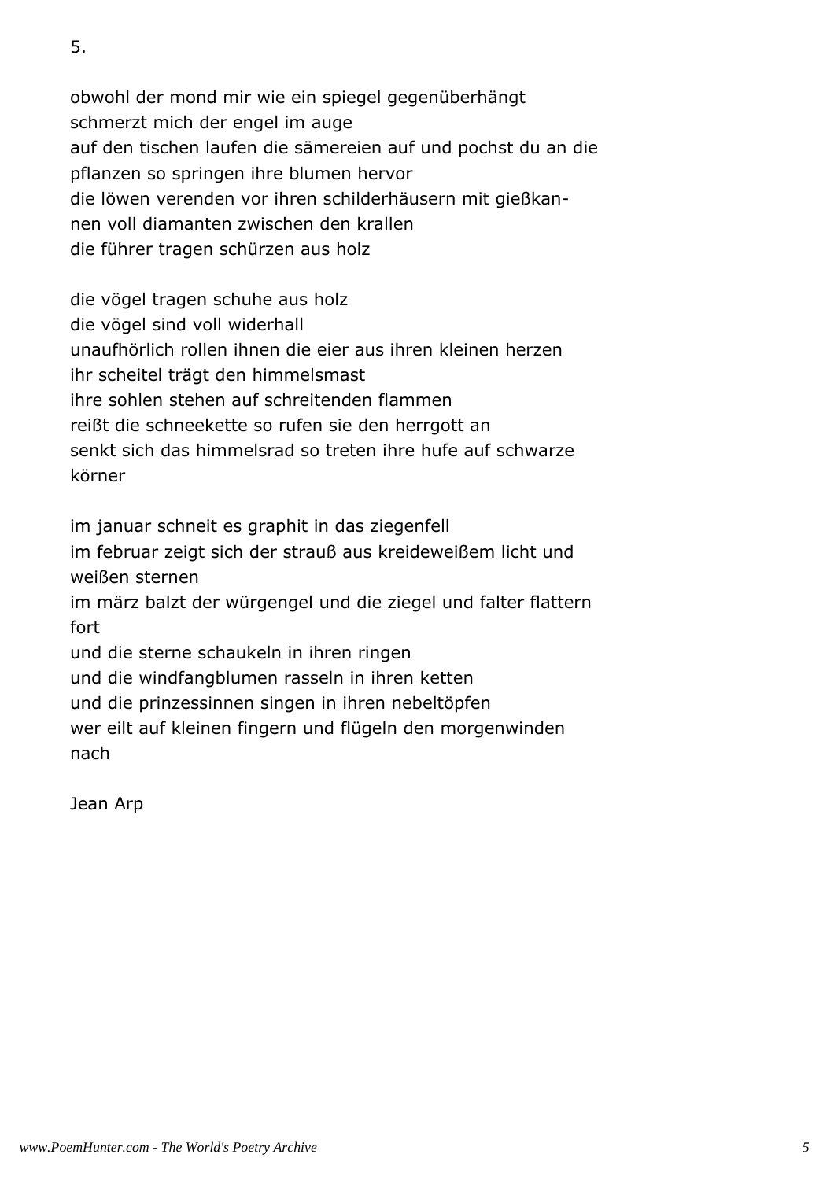5.

obwohl der mond mir wie ein spiegel gegenüberhängt  
schmerzt mich der engel im auge  
auf den tischen laufen die sämereien auf und pochst du an die pflanzen so springen ihre blumen hervor  
die löwen verenden vor ihren schilderhäusern mit gießkannen voll diamanten zwischen den krallen  
die führer tragen schürzen aus holz

die vögel tragen schuhe aus holz  
die vögel sind voll widerhall  
unaufhörlich rollen ihnen die eier aus ihren kleinen herzen  
ihr scheitel trägt den himmelsmast  
ihre sohlen stehen auf schreitenden flammen  
reißt die schneekette so rufen sie den herrgott an  
senkt sich das himmelsrad so treten ihre hufe auf schwarze körner

im januar schneit es graphit in das ziegenfell  
im februar zeigt sich der strauß aus kreideweißem licht und weißen sternen  
im märz balzt der würgengel und die ziegel und falter flattern fort  
und die sterne schaukeln in ihren ringen  
und die windfangblumen rasseln in ihren ketten  
und die prinzessinnen singen in ihren nebeltöpfen  
wer eilt auf kleinen fingern und flügeln den morgenwinden nach

Jean Arp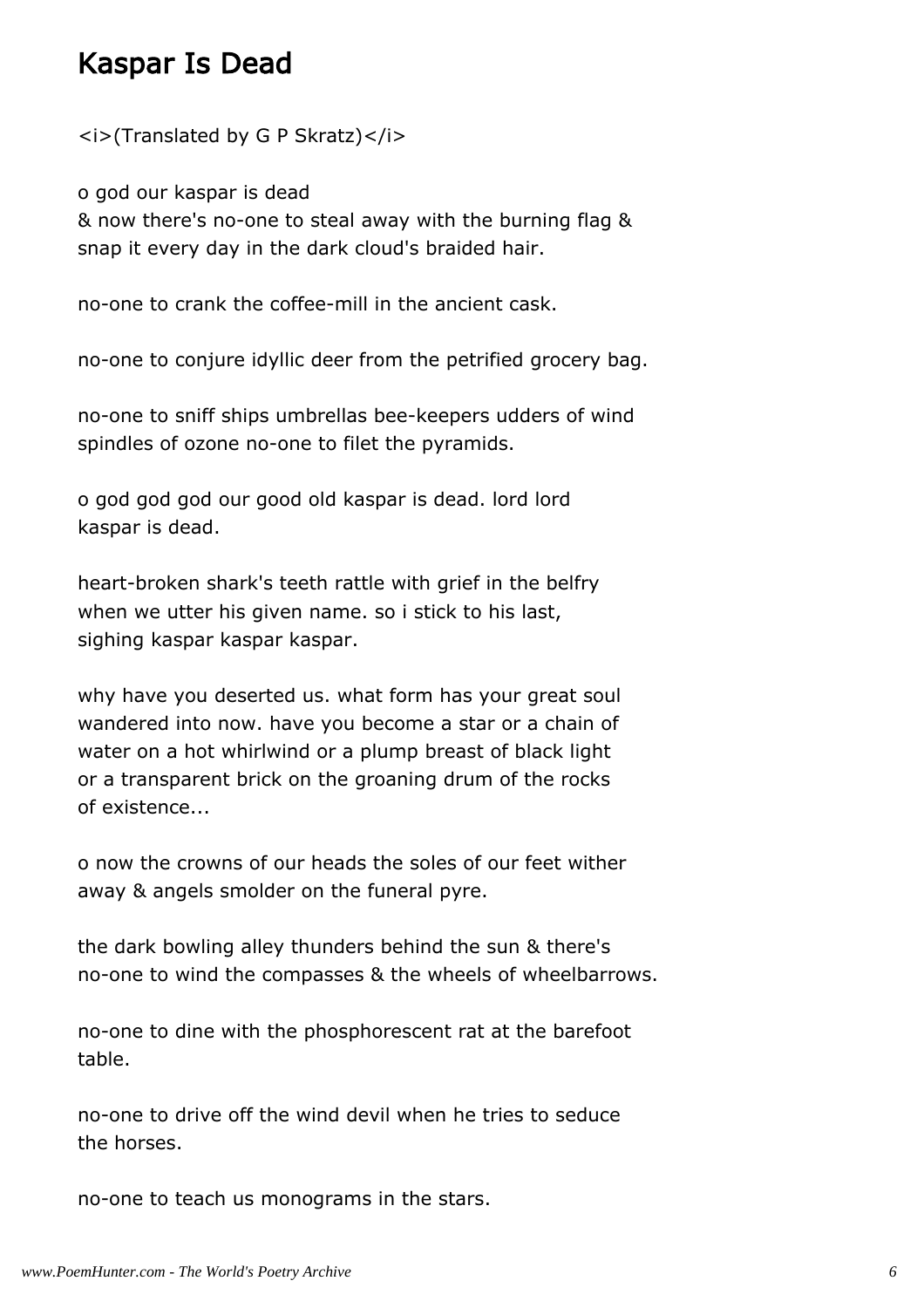# Kaspar Is Dead

<i>(Translated by G P Skratz)</i>

o god our kaspar is dead
& now there's no-one to steal away with the burning flag &
snap it every day in the dark cloud's braided hair.

no-one to crank the coffee-mill in the ancient cask.

no-one to conjure idyllic deer from the petrified grocery bag.

no-one to sniff ships umbrellas bee-keepers udders of wind
spindles of ozone no-one to filet the pyramids.

o god god god our good old kaspar is dead. lord lord
kaspar is dead.

heart-broken shark's teeth rattle with grief in the belfry
when we utter his given name. so i stick to his last,
sighing kaspar kaspar kaspar.

why have you deserted us. what form has your great soul
wandered into now. have you become a star or a chain of
water on a hot whirlwind or a plump breast of black light
or a transparent brick on the groaning drum of the rocks
of existence...

o now the crowns of our heads the soles of our feet wither
away & angels smolder on the funeral pyre.

the dark bowling alley thunders behind the sun & there's
no-one to wind the compasses & the wheels of wheelbarrows.

no-one to dine with the phosphorescent rat at the barefoot
table.

no-one to drive off the wind devil when he tries to seduce
the horses.

no-one to teach us monograms in the stars.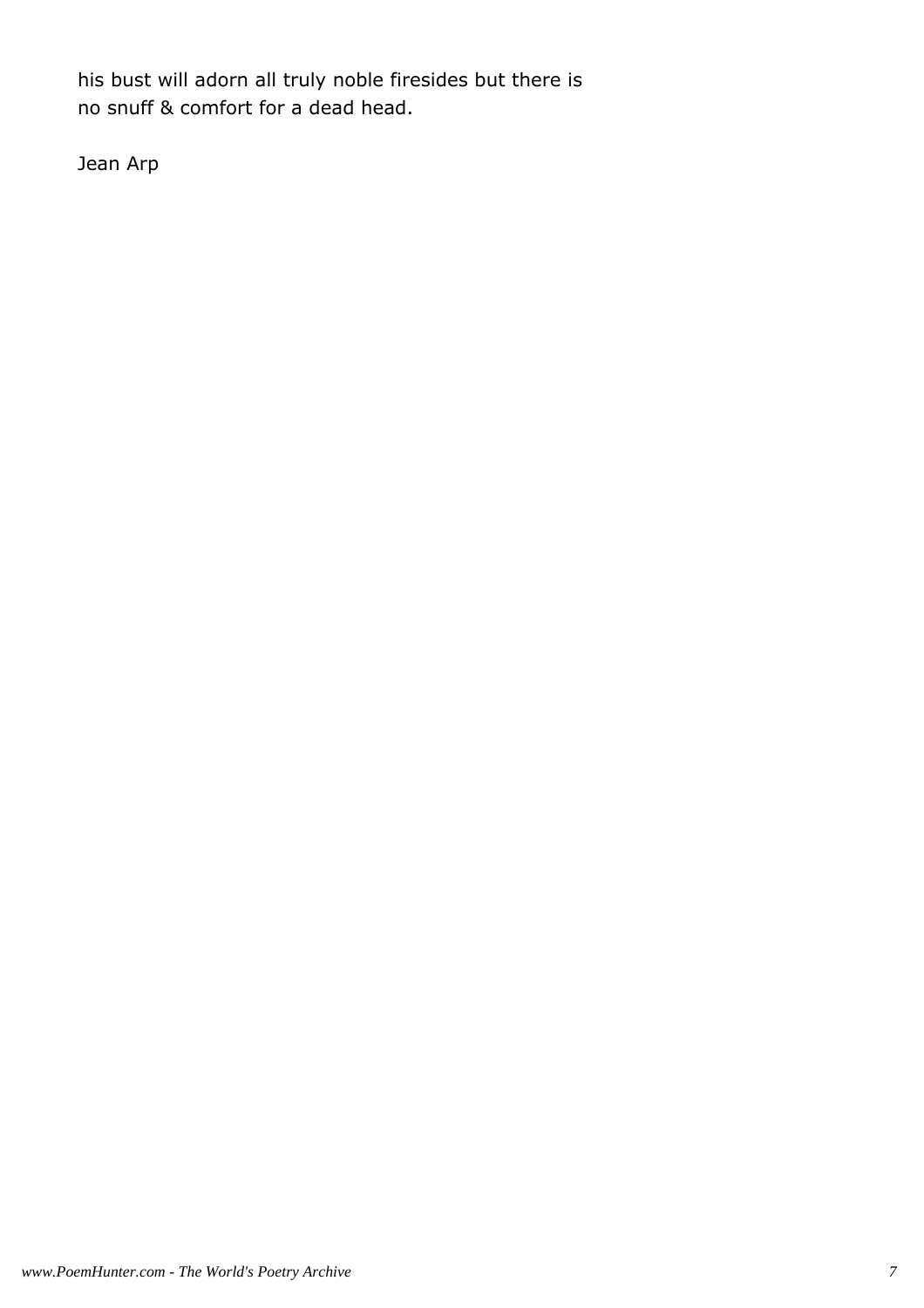his bust will adorn all truly noble firesides but there is
no snuff & comfort for a dead head.

Jean Arp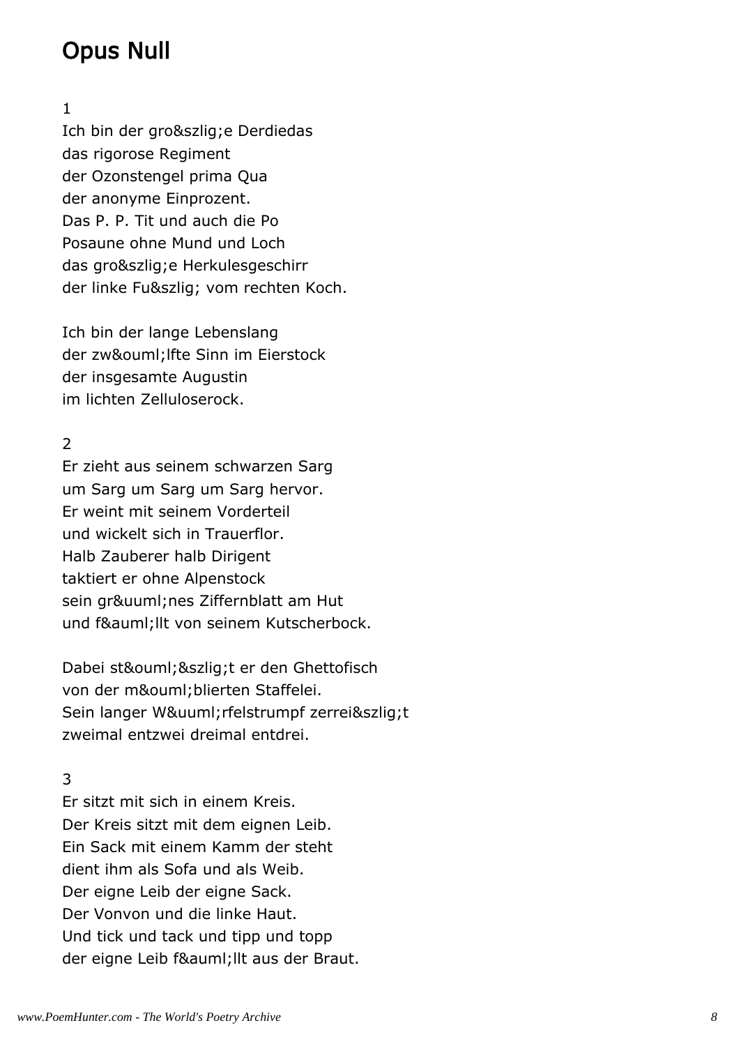# Opus Null

1

Ich bin der gro&szlig;e Derdiedas
das rigorose Regiment
der Ozonstengel prima Qua
der anonyme Einprozent.
Das P. P. Tit und auch die Po
Posaune ohne Mund und Loch
das gro&szlig;e Herkulesgeschirr
der linke Fu&szlig; vom rechten Koch.

Ich bin der lange Lebenslang
der zw&ouml;lfte Sinn im Eierstock
der insgesamte Augustin
im lichten Zelluloserock.

2

Er zieht aus seinem schwarzen Sarg
um Sarg um Sarg um Sarg hervor.
Er weint mit seinem Vorderteil
und wickelt sich in Trauerflor.
Halb Zauberer halb Dirigent
taktiert er ohne Alpenstock
sein gr&uuml;nes Ziffernblatt am Hut
und f&auml;llt von seinem Kutscherbock.

Dabei st&ouml;&szlig;t er den Ghettofisch
von der m&ouml;blierten Staffelei.
Sein langer W&uuml;rfelstrumpf zerrei&szlig;t
zweimal entzwei dreimal entdrei.

3

Er sitzt mit sich in einem Kreis.
Der Kreis sitzt mit dem eignen Leib.
Ein Sack mit einem Kamm der steht
dient ihm als Sofa und als Weib.
Der eigne Leib der eigne Sack.
Der Vonvon und die linke Haut.
Und tick und tack und tipp und topp
der eigne Leib f&auml;llt aus der Braut.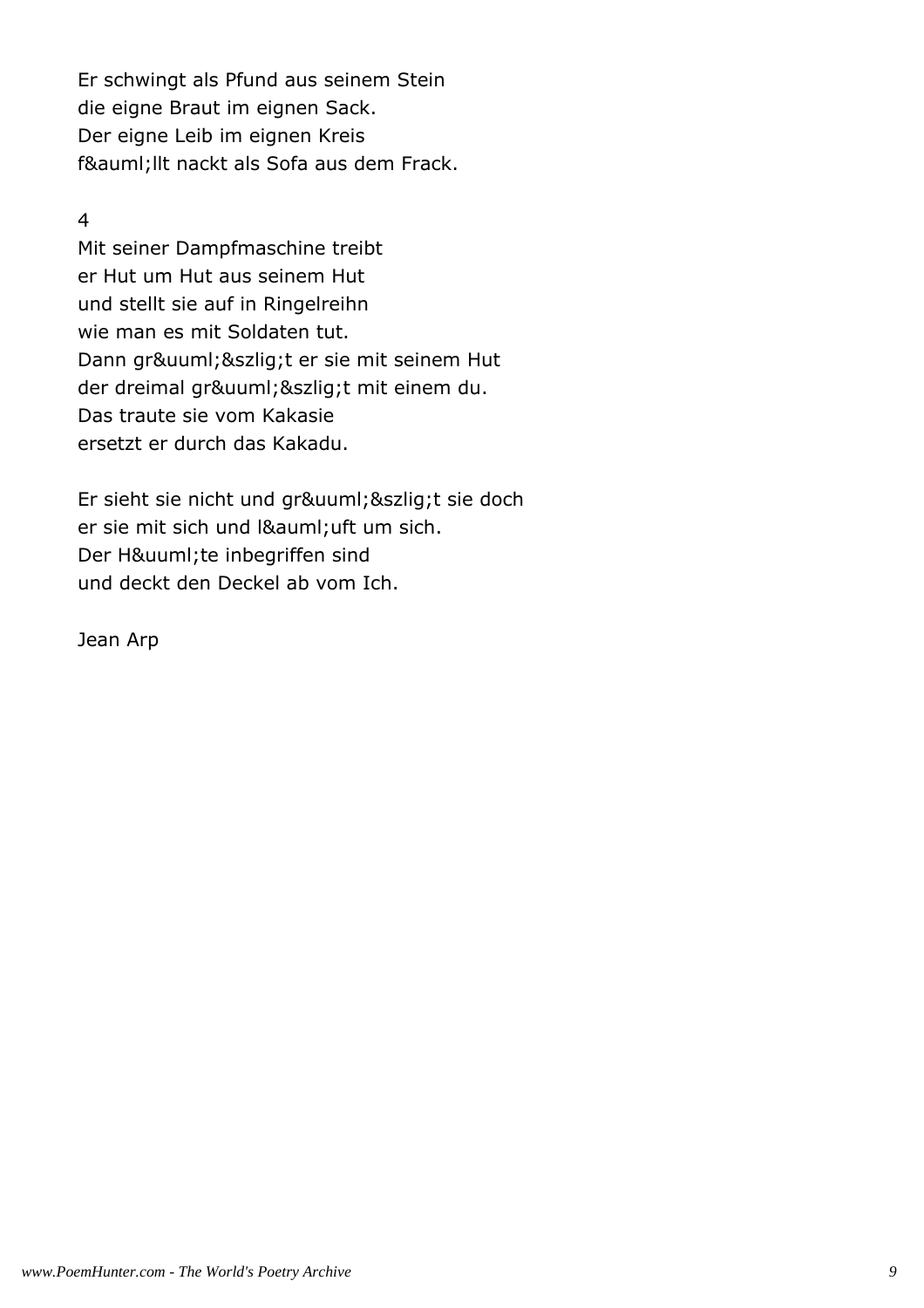Er schwingt als Pfund aus seinem Stein
die eigne Braut im eignen Sack.
Der eigne Leib im eignen Kreis
f&auml;llt nackt als Sofa aus dem Frack.

4

Mit seiner Dampfmaschine treibt
er Hut um Hut aus seinem Hut
und stellt sie auf in Ringelreihn
wie man es mit Soldaten tut.
Dann gr&uuml;&szlig;t er sie mit seinem Hut
der dreimal gr&uuml;&szlig;t mit einem du.
Das traute sie vom Kakasie
ersetzt er durch das Kakadu.

Er sieht sie nicht und gr&uuml;&szlig;t sie doch
er sie mit sich und l&auml;uft um sich.
Der H&uuml;te inbegriffen sind
und deckt den Deckel ab vom Ich.

Jean Arp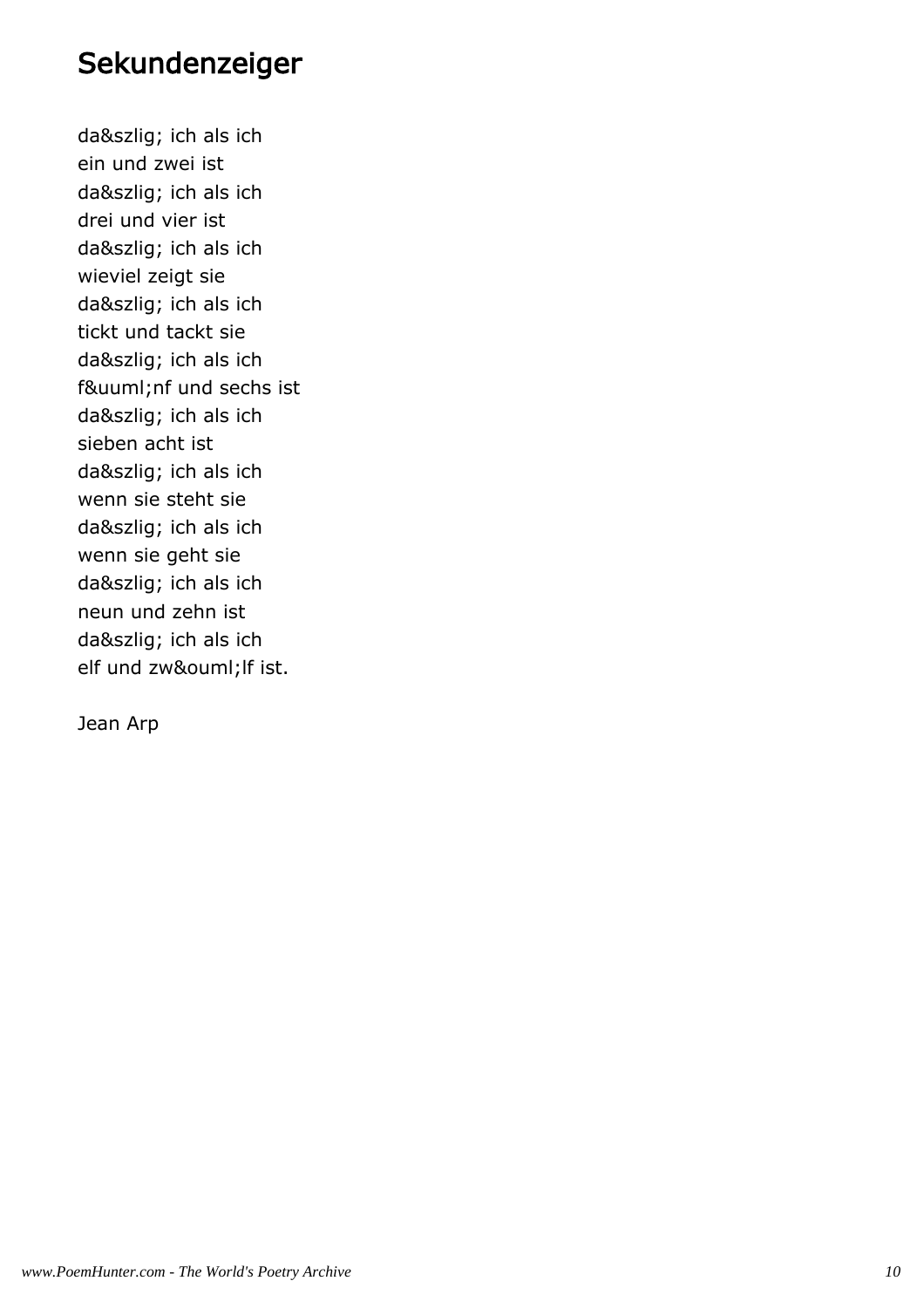# Sekundenzeiger

da&szlig; ich als ich
ein und zwei ist
da&szlig; ich als ich
drei und vier ist
da&szlig; ich als ich
wieviel zeigt sie
da&szlig; ich als ich
tickt und tackt sie
da&szlig; ich als ich
f&uuml;nf und sechs ist
da&szlig; ich als ich
sieben acht ist
da&szlig; ich als ich
wenn sie steht sie
da&szlig; ich als ich
wenn sie geht sie
da&szlig; ich als ich
neun und zehn ist
da&szlig; ich als ich
elf und zw&ouml;lf ist.

Jean Arp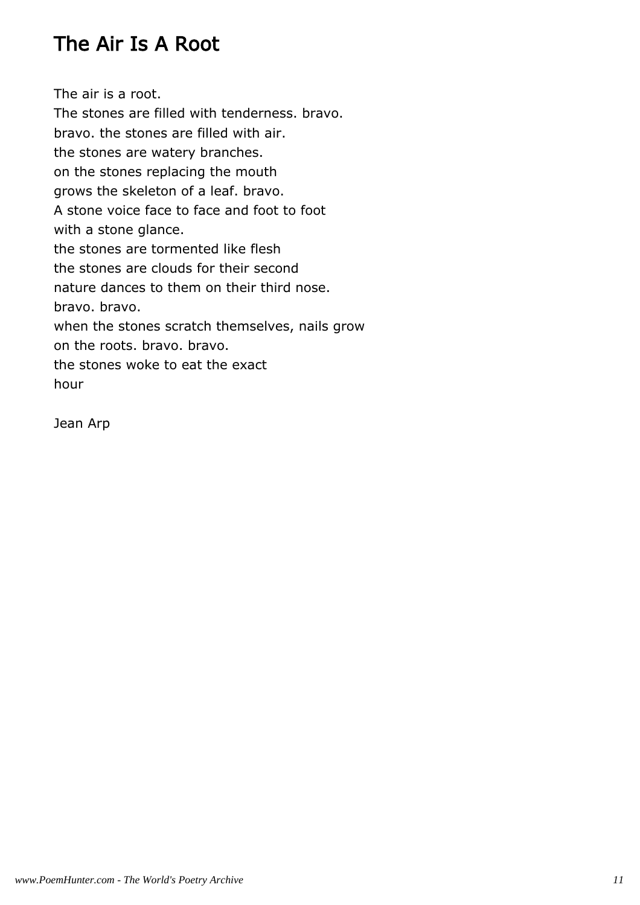# The Air Is A Root

The air is a root.  
The stones are filled with tenderness. bravo.  
bravo. the stones are filled with air.  
the stones are watery branches.  
on the stones replacing the mouth  
grows the skeleton of a leaf. bravo.  
A stone voice face to face and foot to foot  
with a stone glance.  
the stones are tormented like flesh  
the stones are clouds for their second  
nature dances to them on their third nose.  
bravo. bravo.  
when the stones scratch themselves, nails grow  
on the roots. bravo. bravo.  
the stones woke to eat the exact  
hour

Jean Arp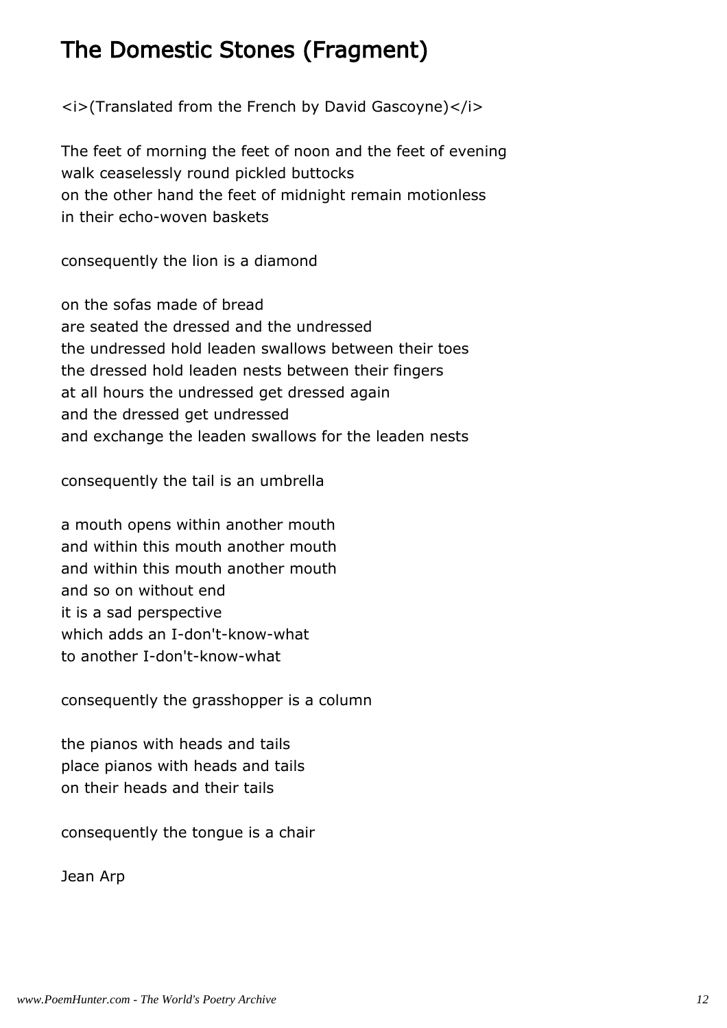# The Domestic Stones (Fragment)

<i>(Translated from the French by David Gascoyne)</i>

The feet of morning the feet of noon and the feet of evening
walk ceaselessly round pickled buttocks
on the other hand the feet of midnight remain motionless
in their echo-woven baskets

consequently the lion is a diamond

on the sofas made of bread
are seated the dressed and the undressed
the undressed hold leaden swallows between their toes
the dressed hold leaden nests between their fingers
at all hours the undressed get dressed again
and the dressed get undressed
and exchange the leaden swallows for the leaden nests

consequently the tail is an umbrella

a mouth opens within another mouth
and within this mouth another mouth
and within this mouth another mouth
and so on without end
it is a sad perspective
which adds an I-don't-know-what
to another I-don't-know-what

consequently the grasshopper is a column

the pianos with heads and tails
place pianos with heads and tails
on their heads and their tails

consequently the tongue is a chair

Jean Arp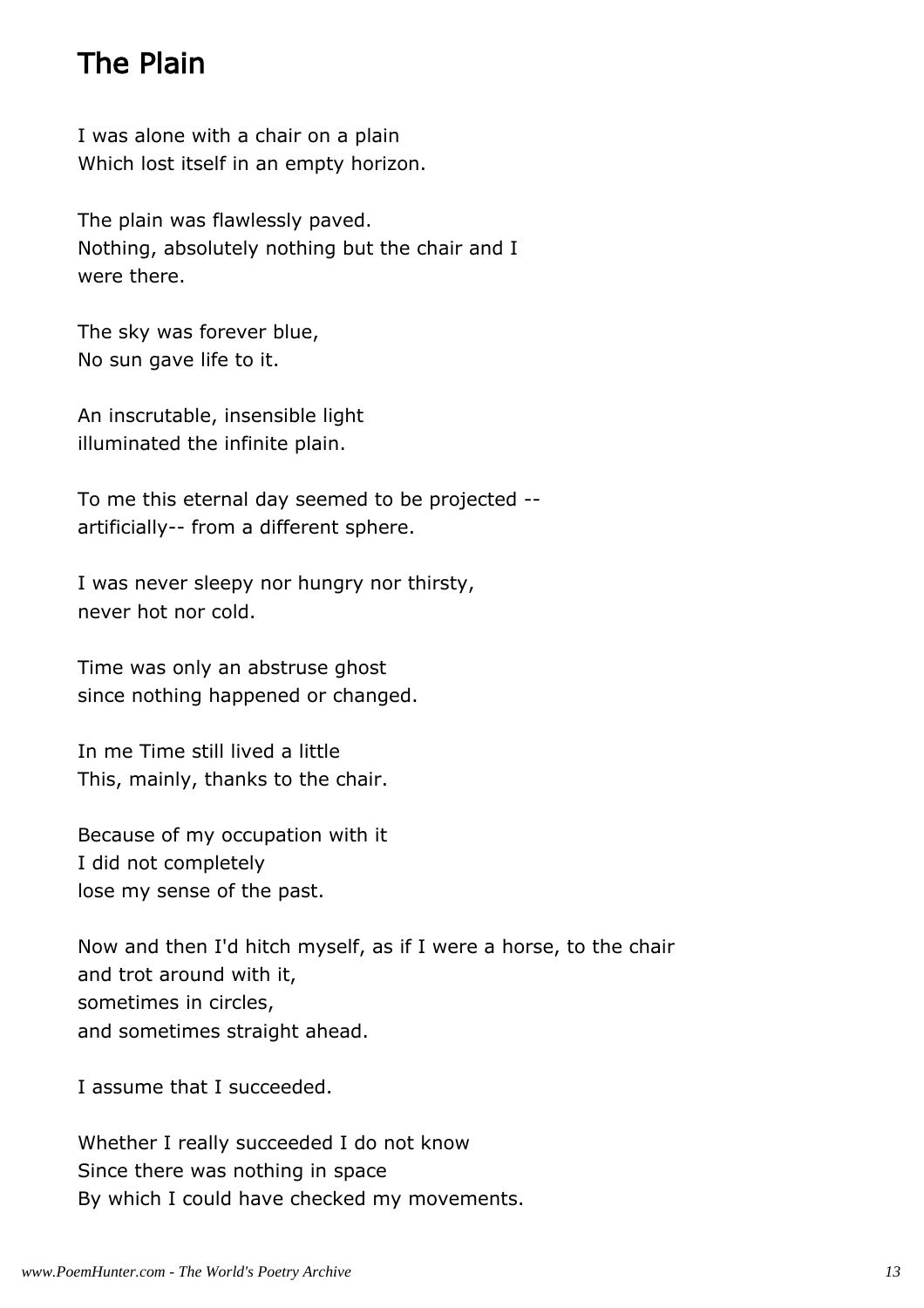# The Plain

I was alone with a chair on a plain  
Which lost itself in an empty horizon.

The plain was flawlessly paved.  
Nothing, absolutely nothing but the chair and I  
were there.

The sky was forever blue,  
No sun gave life to it.

An inscrutable, insensible light  
illuminated the infinite plain.

To me this eternal day seemed to be projected --  
artificially-- from a different sphere.

I was never sleepy nor hungry nor thirsty,  
never hot nor cold.

Time was only an abstruse ghost  
since nothing happened or changed.

In me Time still lived a little  
This, mainly, thanks to the chair.

Because of my occupation with it  
I did not completely  
lose my sense of the past.

Now and then I'd hitch myself, as if I were a horse, to the chair  
and trot around with it,  
sometimes in circles,  
and sometimes straight ahead.

I assume that I succeeded.

Whether I really succeeded I do not know  
Since there was nothing in space  
By which I could have checked my movements.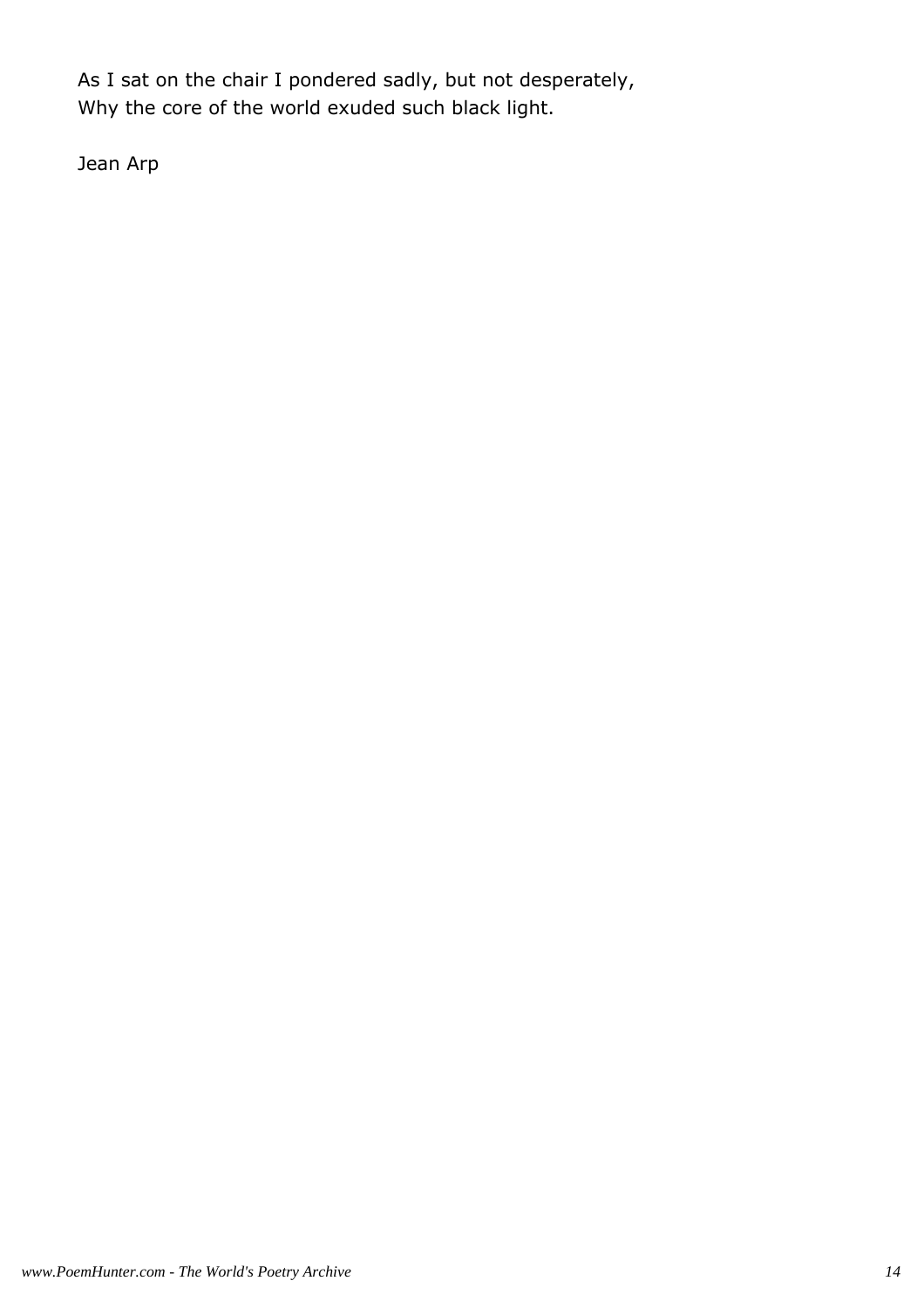As I sat on the chair I pondered sadly, but not desperately,
Why the core of the world exuded such black light.

Jean Arp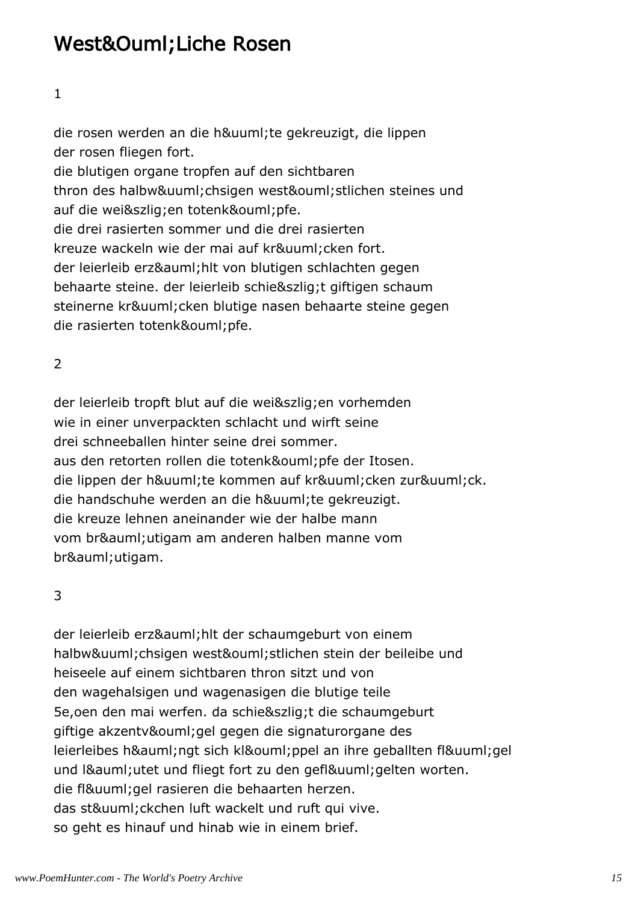# West&Ouml;Liche Rosen

1

die rosen werden an die h&uuml;te gekreuzigt, die lippen
der rosen fliegen fort.
die blutigen organe tropfen auf den sichtbaren
thron des halbw&uuml;chsigen west&ouml;stlichen steines und
auf die wei&szlig;en totenk&ouml;pfe.
die drei rasierten sommer und die drei rasierten
kreuze wackeln wie der mai auf kr&uuml;cken fort.
der leierleib erz&auml;hlt von blutigen schlachten gegen
behaarte steine. der leierleib schie&szlig;t giftigen schaum
steinerne kr&uuml;cken blutige nasen behaarte steine gegen
die rasierten totenk&ouml;pfe.

2

der leierleib tropft blut auf die wei&szlig;en vorhemden
wie in einer unverpackten schlacht und wirft seine
drei schneeballen hinter seine drei sommer.
aus den retorten rollen die totenk&ouml;pfe der Itosen.
die lippen der h&uuml;te kommen auf kr&uuml;cken zur&uuml;ck.
die handschuhe werden an die h&uuml;te gekreuzigt.
die kreuze lehnen aneinander wie der halbe mann
vom br&auml;utigam am anderen halben manne vom
br&auml;utigam.

3

der leierleib erz&auml;hlt der schaumgeburt von einem
halbw&uuml;chsigen west&ouml;stlichen stein der beileibe und
heiseele auf einem sichtbaren thron sitzt und von
den wagehalsigen und wagenasigen die blutige teile
5e,oen den mai werfen. da schie&szlig;t die schaumgeburt
giftige akzentv&ouml;gel gegen die signaturorgane des
leierleibes h&auml;ngt sich kl&ouml;ppel an ihre geballten fl&uuml;gel
und l&auml;utet und fliegt fort zu den gefl&uuml;gelten worten.
die fl&uuml;gel rasieren die behaarten herzen.
das st&uuml;ckchen luft wackelt und ruft qui vive.
so geht es hinauf und hinab wie in einem brief.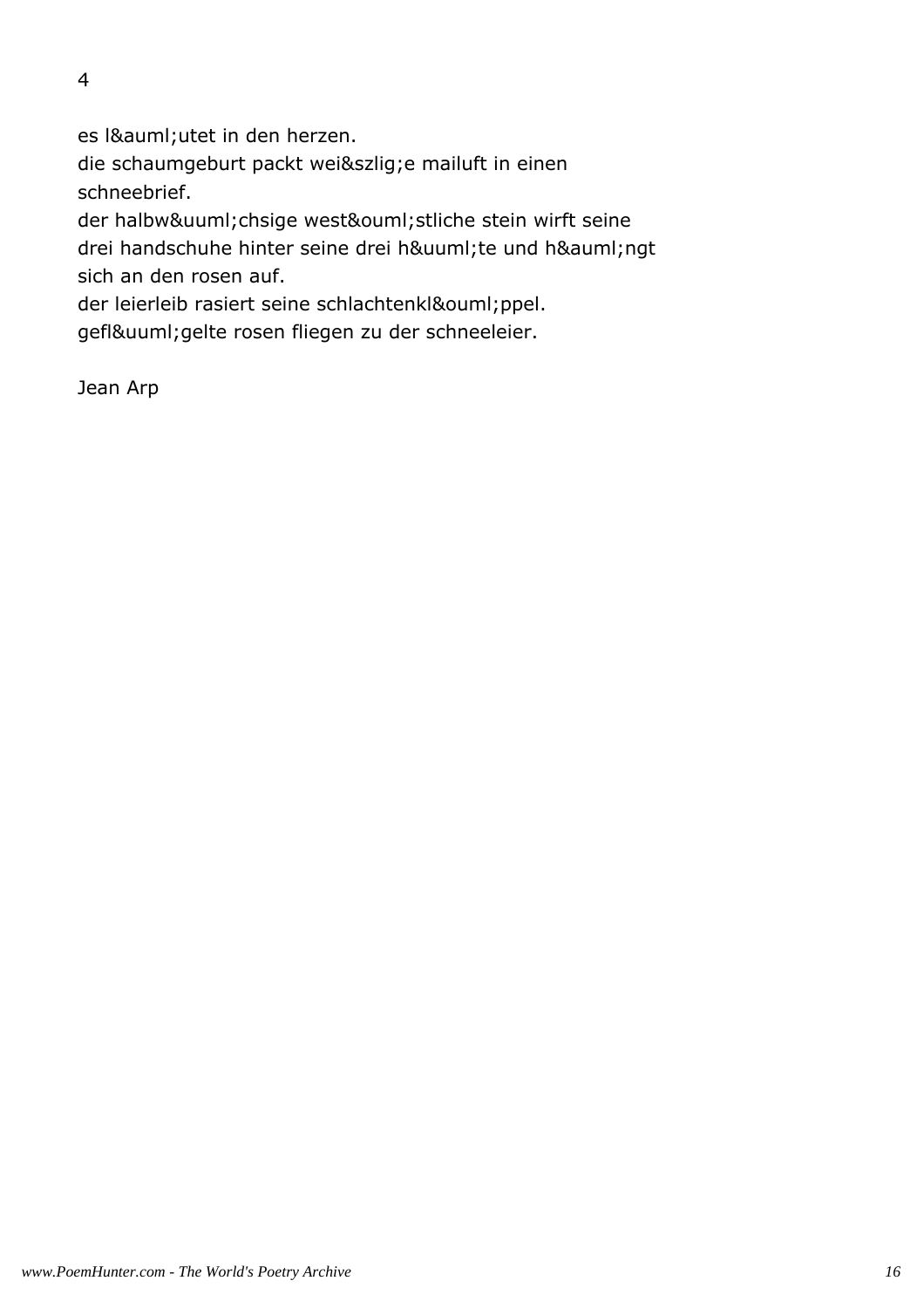4

es l&auml;utet in den herzen.
die schaumgeburt packt wei&szlig;e mailuft in einen schneebrief.
der halbw&uuml;chsige west&ouml;stliche stein wirft seine drei handschuhe hinter seine drei h&uuml;te und h&auml;ngt sich an den rosen auf.
der leierleib rasiert seine schlachtenkl&ouml;ppel.
gefl&uuml;gelte rosen fliegen zu der schneeleier.

Jean Arp